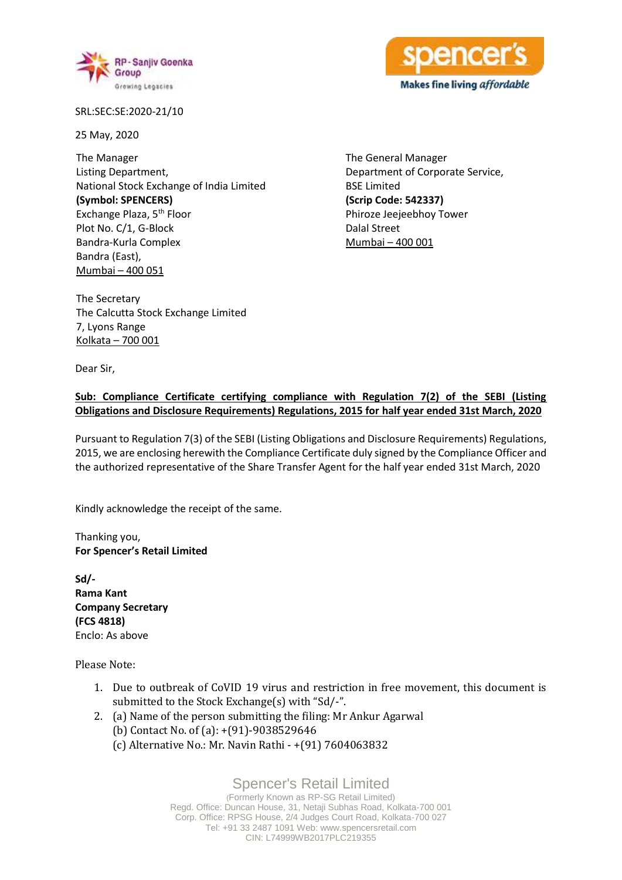RP-Sanjiv Goenka Group
Growing Legacies

spencer's
Makes fine living *affordable*

SRL:SEC:SE:2020-21/10

25 May, 2020

The Manager
Listing Department,
National Stock Exchange of India Limited
**(Symbol: SPENCERS)**
Exchange Plaza, 5th Floor
Plot No. C/1, G-Block
Bandra-Kurla Complex
Bandra (East),
Mumbai – 400 051

The General Manager
Department of Corporate Service,
BSE Limited
**(Scrip Code: 542337)**
Phiroze Jeejeebhoy Tower
Dalal Street
Mumbai – 400 001

The Secretary
The Calcutta Stock Exchange Limited
7, Lyons Range
Kolkata – 700 001

Dear Sir,

**Sub: Compliance Certificate certifying compliance with Regulation 7(2) of the SEBI (Listing Obligations and Disclosure Requirements) Regulations, 2015 for half year ended 31st March, 2020**

Pursuant to Regulation 7(3) of the SEBI (Listing Obligations and Disclosure Requirements) Regulations, 2015, we are enclosing herewith the Compliance Certificate duly signed by the Compliance Officer and the authorized representative of the Share Transfer Agent for the half year ended 31st March, 2020

Kindly acknowledge the receipt of the same.

Thanking you,
**For Spencer's Retail Limited**

**Sd/-**
**Rama Kant**
**Company Secretary**
**(FCS 4818)**
Enclo: As above

Please Note:

1. Due to outbreak of CoVID 19 virus and restriction in free movement, this document is submitted to the Stock Exchange(s) with "Sd/-".
2. (a) Name of the person submitting the filing: Mr Ankur Agarwal
   (b) Contact No. of (a): +(91)-9038529646
   (c) Alternative No.: Mr. Navin Rathi - +(91) 7604063832

Spencer's Retail Limited
(Formerly Known as RP-SG Retail Limited)
Regd. Office: Duncan House, 31, Netaji Subhas Road, Kolkata-700 001
Corp. Office: RPSG House, 2/4 Judges Court Road, Kolkata-700 027
Tel: +91 33 2487 1091 Web: www.spencersretail.com
CIN: L74999WB2017PLC219355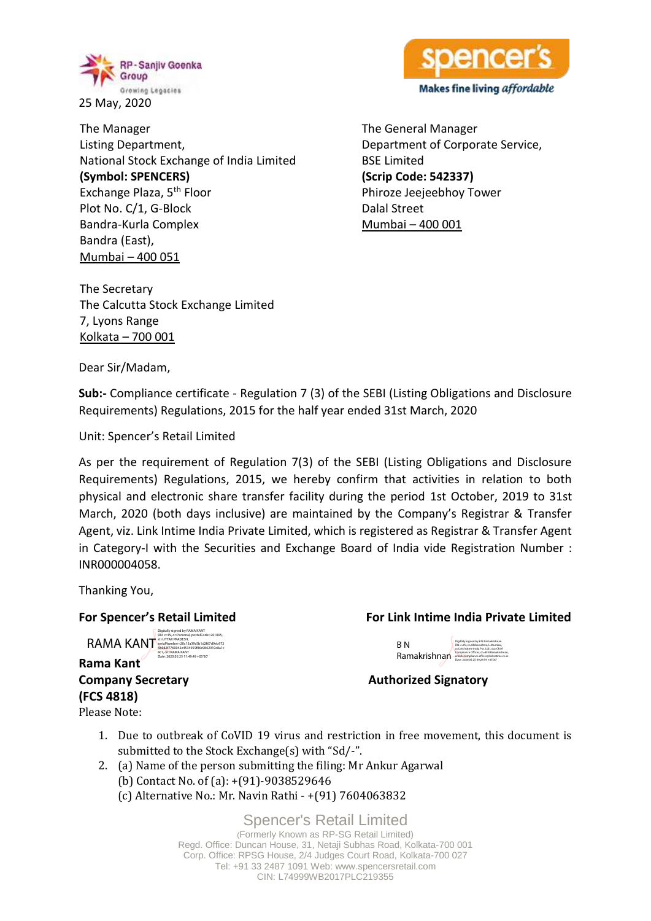25 May, 2020

The Manager
Listing Department,
National Stock Exchange of India Limited
**(Symbol: SPENCERS)**
Exchange Plaza, 5th Floor
Plot No. C/1, G-Block
Bandra-Kurla Complex
Bandra (East),
Mumbai – 400 051

The General Manager
Department of Corporate Service,
BSE Limited
**(Scrip Code: 542337)**
Phiroze Jeejeebhoy Tower
Dalal Street
Mumbai – 400 001

The Secretary
The Calcutta Stock Exchange Limited
7, Lyons Range
Kolkata – 700 001

Dear Sir/Madam,

**Sub:-** Compliance certificate - Regulation 7 (3) of the SEBI (Listing Obligations and Disclosure Requirements) Regulations, 2015 for the half year ended 31st March, 2020

Unit: Spencer's Retail Limited

As per the requirement of Regulation 7(3) of the SEBI (Listing Obligations and Disclosure Requirements) Regulations, 2015, we hereby confirm that activities in relation to both physical and electronic share transfer facility during the period 1st October, 2019 to 31st March, 2020 (both days inclusive) are maintained by the Company's Registrar & Transfer Agent, viz. Link Intime India Private Limited, which is registered as Registrar & Transfer Agent in Category-I with the Securities and Exchange Board of India vide Registration Number : INR000004058.

Thanking You,

**For Spencer's Retail Limited**

RAMA KANT

**Rama Kant**
**Company Secretary**
**(FCS 4818)**

**For Link Intime India Private Limited**

B N Ramakrishnan

**Authorized Signatory**

Please Note:

1. Due to outbreak of CoVID 19 virus and restriction in free movement, this document is submitted to the Stock Exchange(s) with "Sd/-".
2. (a) Name of the person submitting the filing: Mr Ankur Agarwal
   (b) Contact No. of (a): +(91)-9038529646
   (c) Alternative No.: Mr. Navin Rathi - +(91) 7604063832

Spencer's Retail Limited
(Formerly Known as RP-SG Retail Limited)
Regd. Office: Duncan House, 31, Netaji Subhas Road, Kolkata-700 001
Corp. Office: RPSG House, 2/4 Judges Court Road, Kolkata-700 027
Tel: +91 33 2487 1091 Web: www.spencersretail.com
CIN: L74999WB2017PLC219355